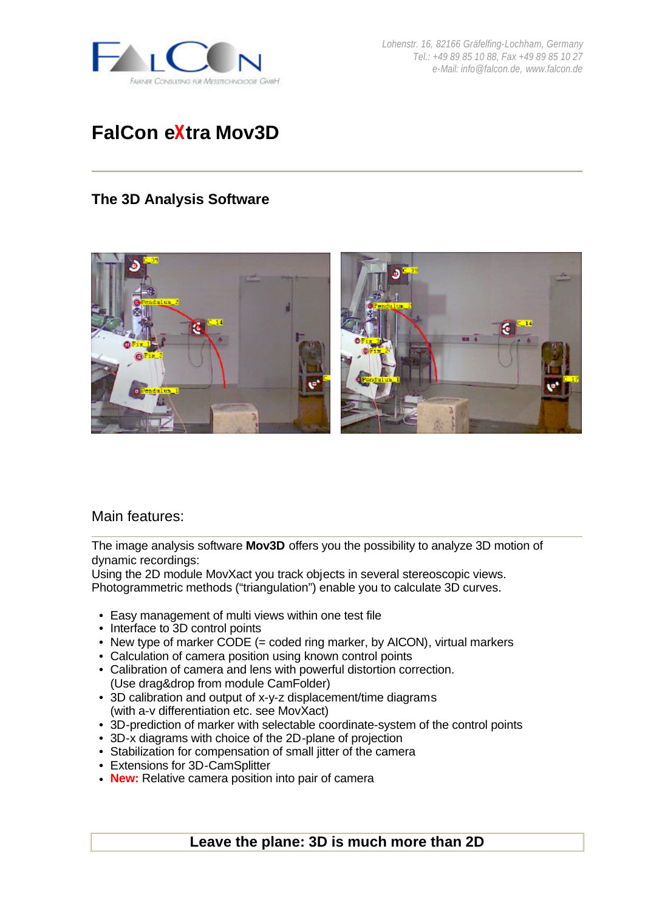Lohenstr. 16, 82166 Gräfelfing-Lochham, Germany
Tel.: +49 89 85 10 88, Fax +49 89 85 10 27
e-Mail: info@falcon.de, www.falcon.de

# FalCon eXtra Mov3D

## The 3D Analysis Software

### Main features:

The image analysis software **Mov3D** offers you the possibility to analyze 3D motion of dynamic recordings:
Using the 2D module MovXact you track objects in several stereoscopic views.
Photogrammetric methods ("triangulation") enable you to calculate 3D curves.

- Easy management of multi views within one test file
- Interface to 3D control points
- New type of marker CODE (= coded ring marker, by AICON), virtual markers
- Calculation of camera position using known control points
- Calibration of camera and lens with powerful distortion correction.
  (Use drag&drop from module CamFolder)
- 3D calibration and output of x-y-z displacement/time diagrams
  (with a-v differentiation etc. see MovXact)
- 3D-prediction of marker with selectable coordinate-system of the control points
- 3D-x diagrams with choice of the 2D-plane of projection
- Stabilization for compensation of small jitter of the camera
- Extensions for 3D-CamSplitter
- **New:** Relative camera position into pair of camera

**Leave the plane: 3D is much more than 2D**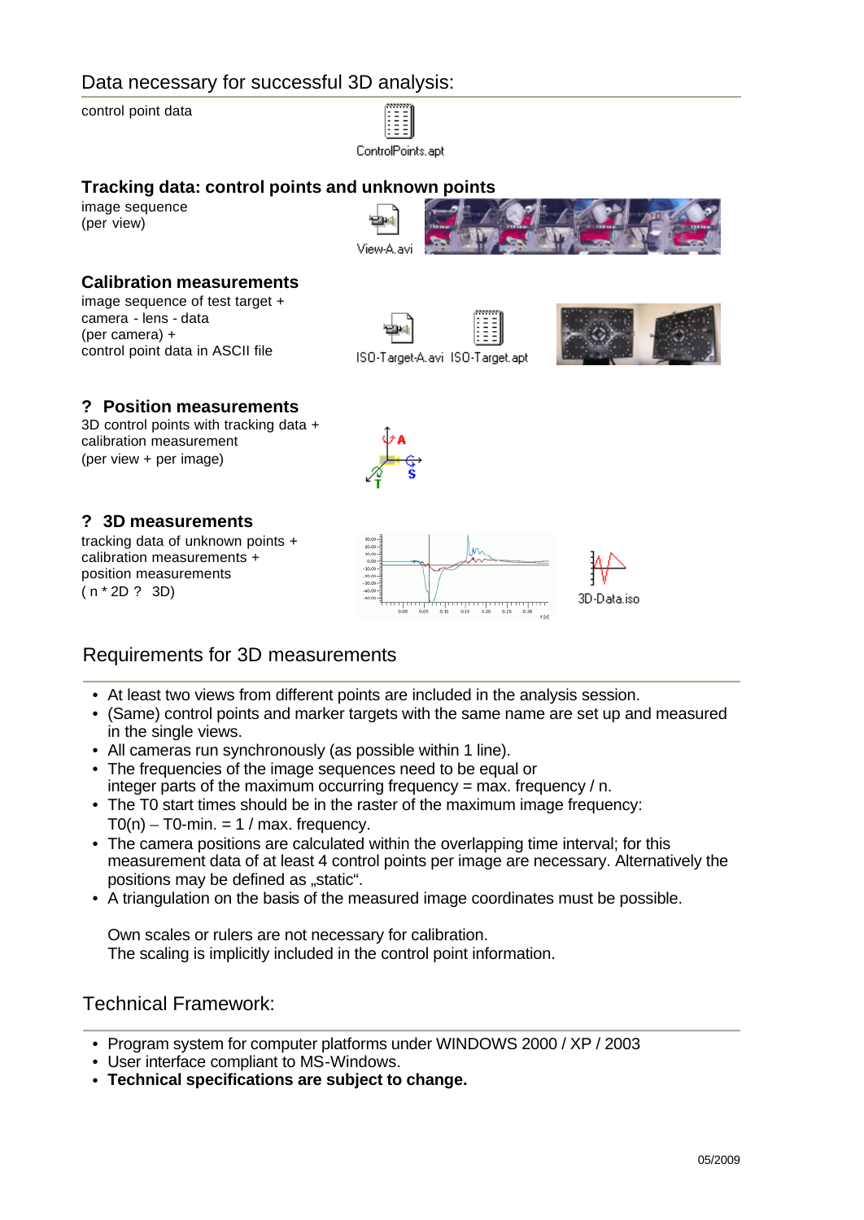## Data necessary for successful 3D analysis:

control point data

ControlPoints.apt

### Tracking data: control points and unknown points

image sequence
(per view)

View-A.avi

### Calibration measurements

image sequence of test target +
camera - lens - data
(per camera) +
control point data in ASCII file

ISO-Target-A.avi ISO-Target.apt

### ? Position measurements

3D control points with tracking data +
calibration measurement
(per view + per image)

### ? 3D measurements

tracking data of unknown points +
calibration measurements +
position measurements
( n * 2D ? 3D)

3D-Data.iso

## Requirements for 3D measurements

- At least two views from different points are included in the analysis session.
- (Same) control points and marker targets with the same name are set up and measured in the single views.
- All cameras run synchronously (as possible within 1 line).
- The frequencies of the image sequences need to be equal or integer parts of the maximum occurring frequency = max. frequency / n.
- The T0 start times should be in the raster of the maximum image frequency: T0(n) – T0-min. = 1 / max. frequency.
- The camera positions are calculated within the overlapping time interval; for this measurement data of at least 4 control points per image are necessary. Alternatively the positions may be defined as „static“.
- A triangulation on the basis of the measured image coordinates must be possible.

Own scales or rulers are not necessary for calibration.
The scaling is implicitly included in the control point information.

## Technical Framework:

- Program system for computer platforms under WINDOWS 2000 / XP / 2003
- User interface compliant to MS-Windows.
- **Technical specifications are subject to change.**

05/2009